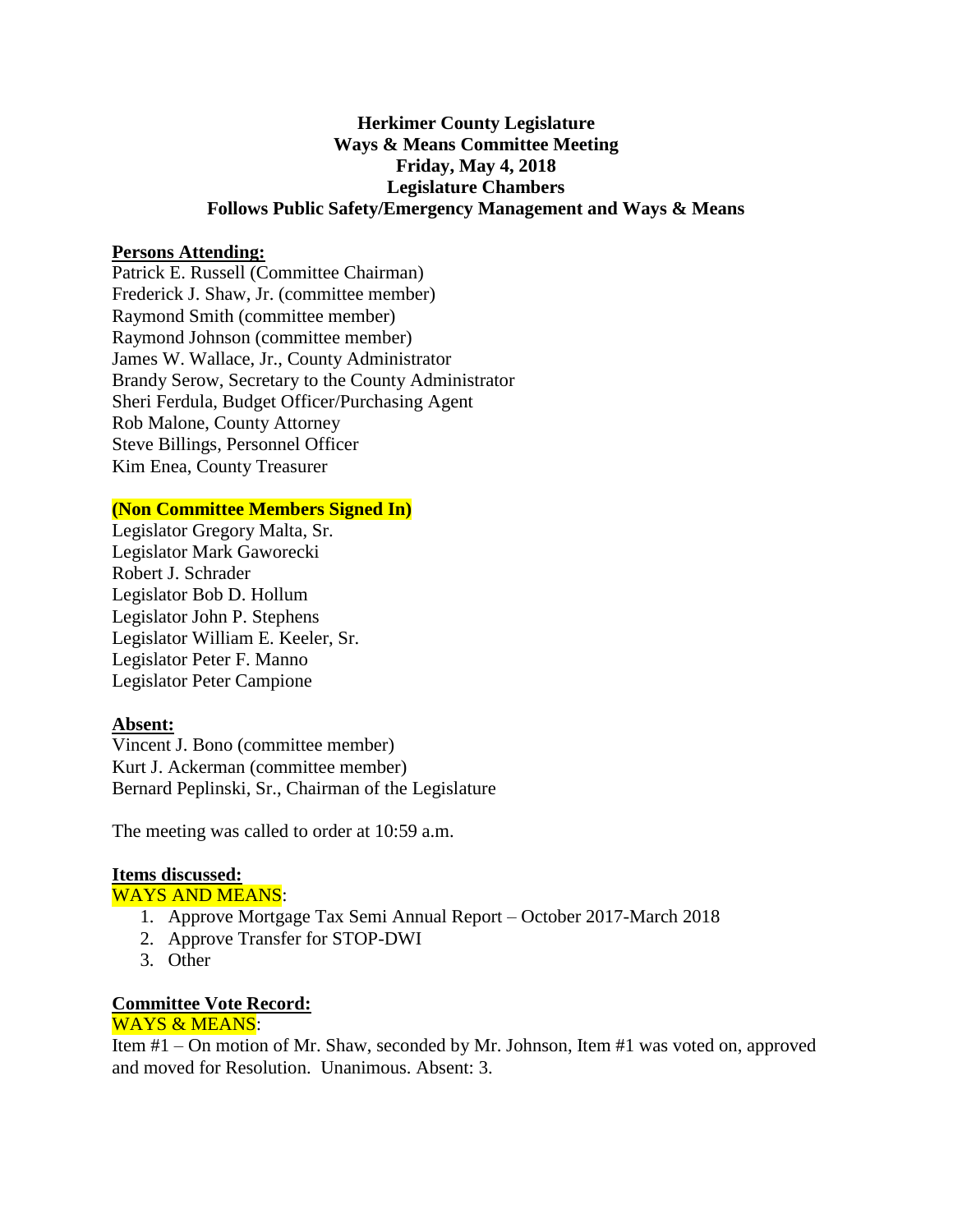**Herkimer County Legislature**
**Ways & Means Committee Meeting**
**Friday, May 4, 2018**
**Legislature Chambers**
**Follows Public Safety/Emergency Management and Ways & Means**

**Persons Attending:**

Patrick E. Russell (Committee Chairman)
Frederick J. Shaw, Jr. (committee member)
Raymond Smith (committee member)
Raymond Johnson (committee member)
James W. Wallace, Jr., County Administrator
Brandy Serow, Secretary to the County Administrator
Sheri Ferdula, Budget Officer/Purchasing Agent
Rob Malone, County Attorney
Steve Billings, Personnel Officer
Kim Enea, County Treasurer

**(Non Committee Members Signed In)**

Legislator Gregory Malta, Sr.
Legislator Mark Gaworecki
Robert J. Schrader
Legislator Bob D. Hollum
Legislator John P. Stephens
Legislator William E. Keeler, Sr.
Legislator Peter F. Manno
Legislator Peter Campione

**Absent:**

Vincent J. Bono (committee member)
Kurt J. Ackerman (committee member)
Bernard Peplinski, Sr., Chairman of the Legislature

The meeting was called to order at 10:59 a.m.

**Items discussed:**

WAYS AND MEANS:

1. Approve Mortgage Tax Semi Annual Report – October 2017-March 2018
2. Approve Transfer for STOP-DWI
3. Other

**Committee Vote Record:**

WAYS & MEANS:

Item #1 – On motion of Mr. Shaw, seconded by Mr. Johnson, Item #1 was voted on, approved and moved for Resolution. Unanimous. Absent: 3.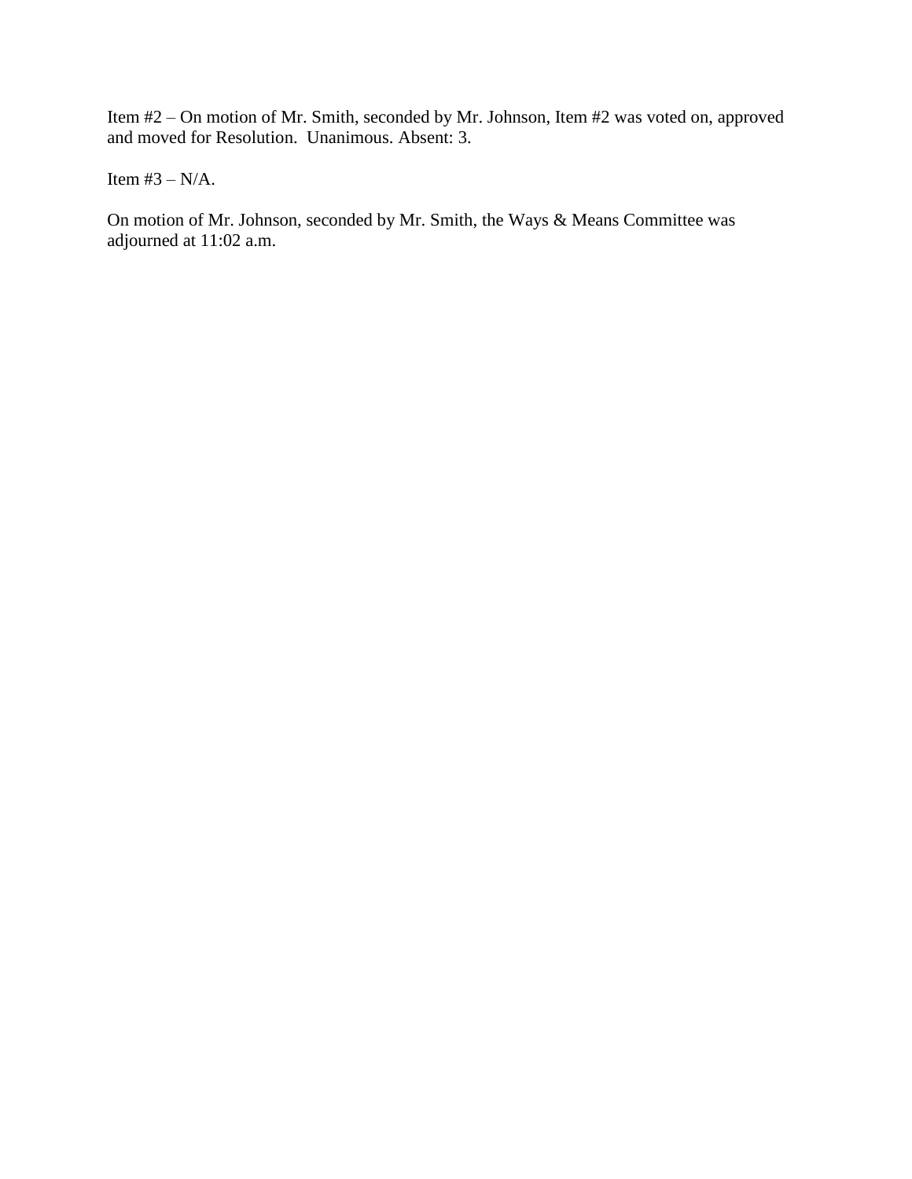Item #2 – On motion of Mr. Smith, seconded by Mr. Johnson, Item #2 was voted on, approved and moved for Resolution. Unanimous. Absent: 3.

Item #3 – N/A.

On motion of Mr. Johnson, seconded by Mr. Smith, the Ways & Means Committee was adjourned at 11:02 a.m.